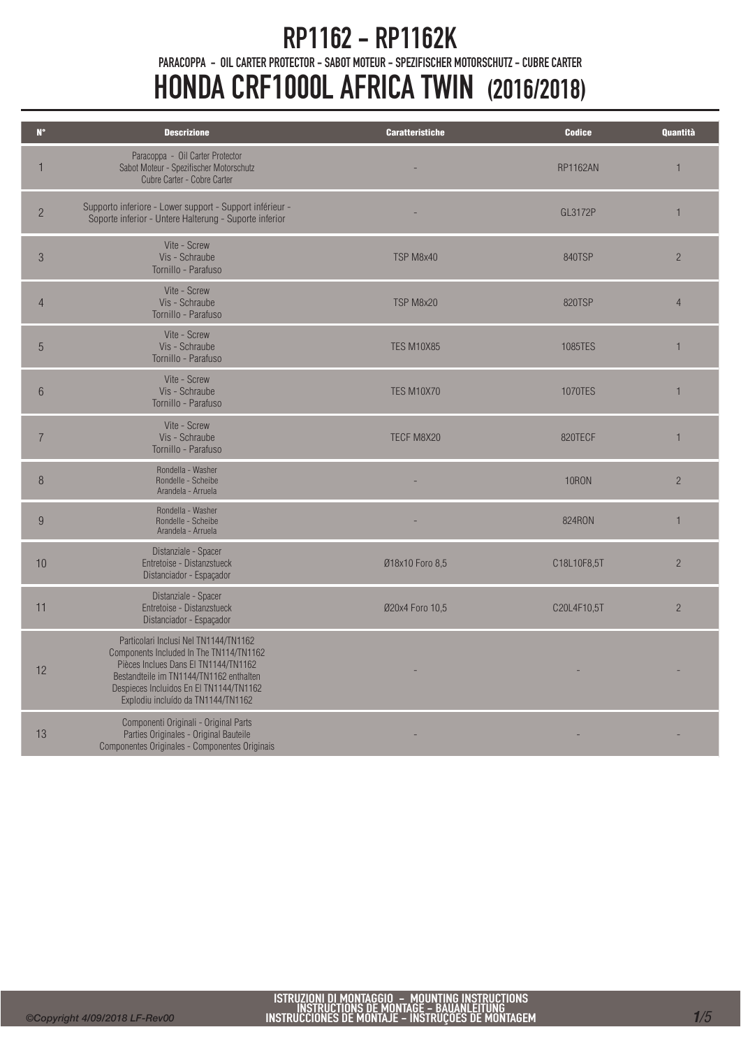# RP1162 - RP1162K

PARACOPPA - OIL CARTER PROTECTOR - SABOT MOTEUR - SPEZIFISCHER MOTORSCHUTZ - CUBRE CARTER

# HONDA CRF1000L AFRICA TWIN (2016/2018)

| N° | Descrizione | Caratteristiche | Codice | Quantità |
|---|---|---|---|---|
| 1 | Paracoppa - Oil Carter Protector<br>Sabot Moteur - Spezifischer Motorschutz<br>Cubre Carter - Cobre Carter | - | RP1162AN | 1 |
| 2 | Supporto inferiore - Lower support - Support inférieur -<br>Soporte inferior - Untere Halterung - Suporte inferior | - | GL3172P | 1 |
| 3 | Vite - Screw<br>Vis - Schraube<br>Tornillo - Parafuso | TSP M8x40 | 840TSP | 2 |
| 4 | Vite - Screw<br>Vis - Schraube<br>Tornillo - Parafuso | TSP M8x20 | 820TSP | 4 |
| 5 | Vite - Screw<br>Vis - Schraube<br>Tornillo - Parafuso | TES M10X85 | 1085TES | 1 |
| 6 | Vite - Screw<br>Vis - Schraube<br>Tornillo - Parafuso | TES M10X70 | 1070TES | 1 |
| 7 | Vite - Screw<br>Vis - Schraube<br>Tornillo - Parafuso | TECF M8X20 | 820TECF | 1 |
| 8 | Rondella - Washer<br>Rondelle - Scheibe<br>Arandela - Arruela | - | 10RON | 2 |
| 9 | Rondella - Washer<br>Rondelle - Scheibe<br>Arandela - Arruela | - | 824RON | 1 |
| 10 | Distanziale - Spacer<br>Entretoise - Distanzstueck<br>Distanciador - Espaçador | Ø18x10 Foro 8,5 | C18L10F8,5T | 2 |
| 11 | Distanziale - Spacer<br>Entretoise - Distanzstueck<br>Distanciador - Espaçador | Ø20x4 Foro 10,5 | C20L4F10,5T | 2 |
| 12 | Particolari Inclusi Nel TN1144/TN1162<br>Components Included In The TN114/TN1162<br>Pièces Inclues Dans El TN1144/TN1162<br>Bestandteile im TN1144/TN1162 enthalten<br>Despieces Incluidos En El TN1144/TN1162<br>Explodiu incluído da TN1144/TN1162 | - | - | - |
| 13 | Componenti Originali - Original Parts<br>Parties Originales - Original Bauteile<br>Componentes Originales - Componentes Originais | - | - | - |

ISTRUZIONI DI MONTAGGIO - MOUNTING INSTRUCTIONS
INSTRUCTIONS DE MONTAGE - BAUANLEITUNG
INSTRUCCIONES DE MONTAJE - INSTRUÇÕES DE MONTAGEM

©Copyright 4/09/2018 LF-Rev00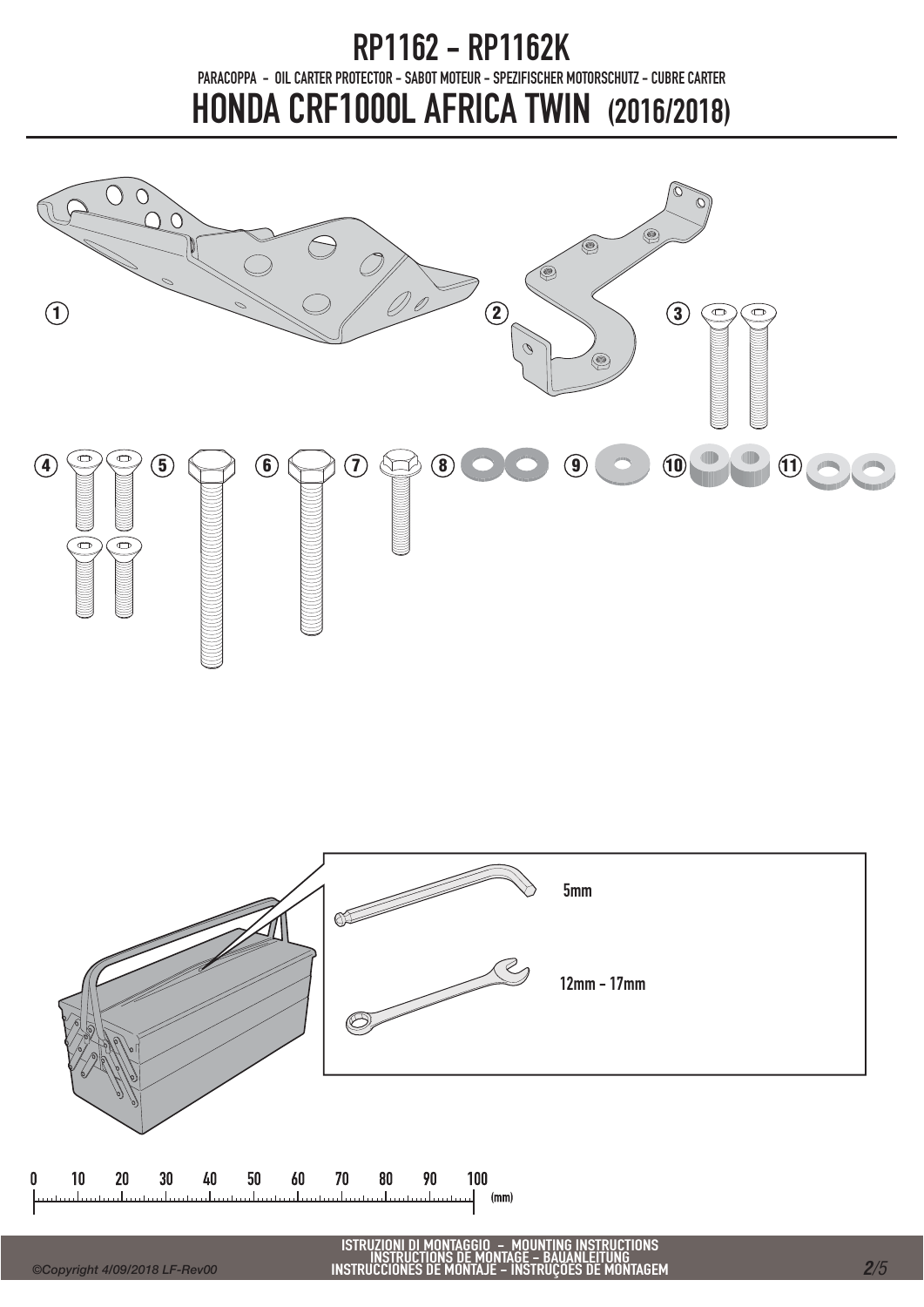# RP1162 - RP1162K

PARACOPPA - OIL CARTER PROTECTOR - SABOT MOTEUR - SPEZIFISCHER MOTORSCHUTZ - CUBRE CARTER

# HONDA CRF1000L AFRICA TWIN (2016/2018)

1 2 3

4 5 6 7 8 9 10 11

5mm

12mm - 17mm

0 10 20 30 40 50 60 70 80 90 100 (mm)

ISTRUZIONI DI MONTAGGIO - MOUNTING INSTRUCTIONS
INSTRUCTIONS DE MONTAGE - BAUANLEITUNG
INSTRUCCIONES DE MONTAJE - INSTRUÇÕES DE MONTAGEM

©Copyright 4/09/2018 LF-Rev00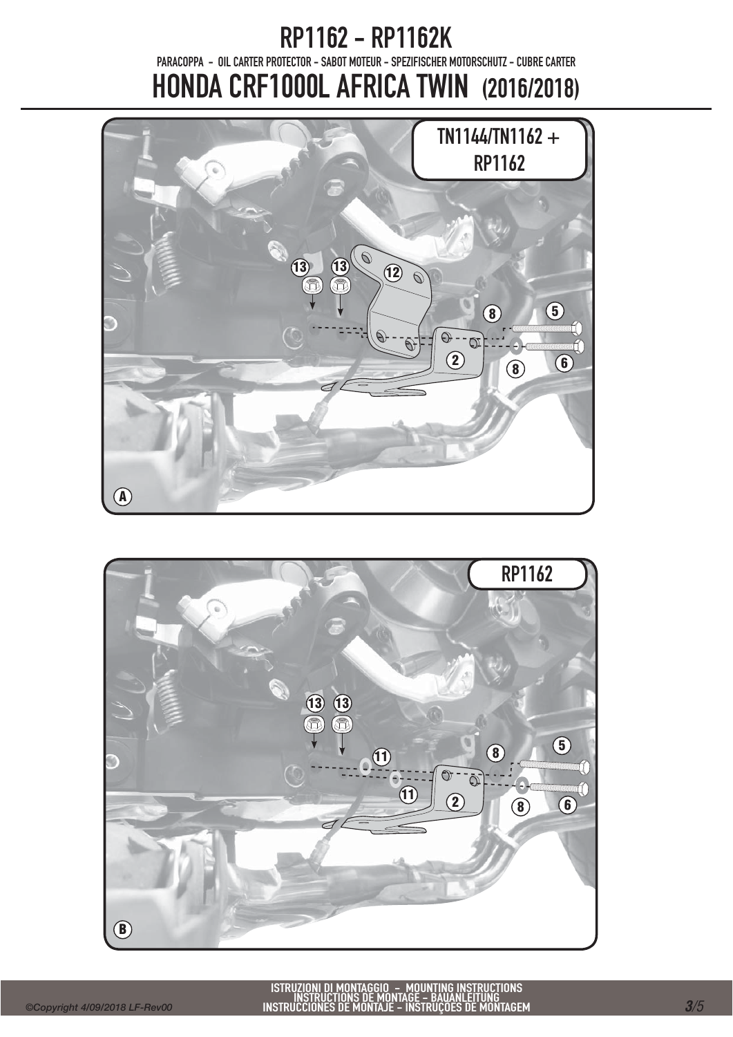# RP1162 - RP1162K

PARACOPPA - OIL CARTER PROTECTOR - SABOT MOTEUR - SPEZIFISCHER MOTORSCHUTZ - CUBRE CARTER

# HONDA CRF1000L AFRICA TWIN (2016/2018)

TN1144/TN1162 + RP1162

13 13 12 8 5 2 8 6

A

RP1162

13 13 11 8 5 11 2 8 6

B

ISTRUZIONI DI MONTAGGIO - MOUNTING INSTRUCTIONS
INSTRUCTIONS DE MONTAGE - BAUANLEITUNG
INSTRUCCIONES DE MONTAJE - INSTRUÇOES DE MONTAGEM

©Copyright 4/09/2018 LF-Rev00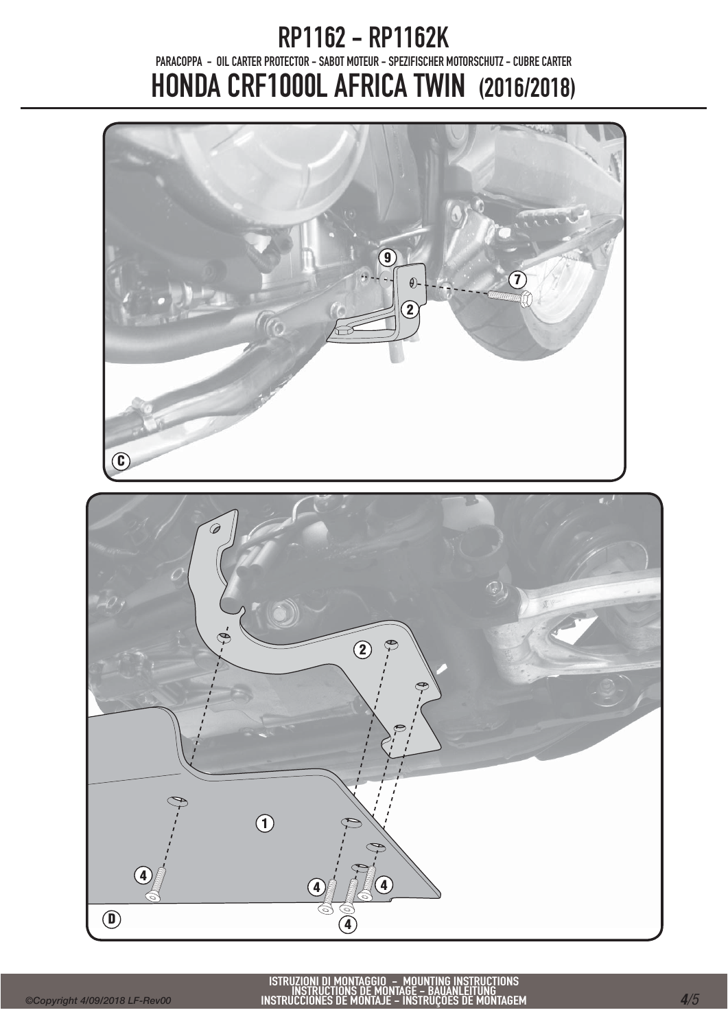# RP1162 - RP1162K

PARACOPPA - OIL CARTER PROTECTOR - SABOT MOTEUR - SPEZIFISCHER MOTORSCHUTZ - CUBRE CARTER

# HONDA CRF1000L AFRICA TWIN (2016/2018)

9

7

2

C

2

1

4

4

4

4

D

ISTRUZIONI DI MONTAGGIO - MOUNTING INSTRUCTIONS
INSTRUCTIONS DE MONTAGE - BAUANLEITUNG
INSTRUCCIONES DE MONTAJE - INSTRUÇÕES DE MONTAGEM

©Copyright 4/09/2018 LF-Rev00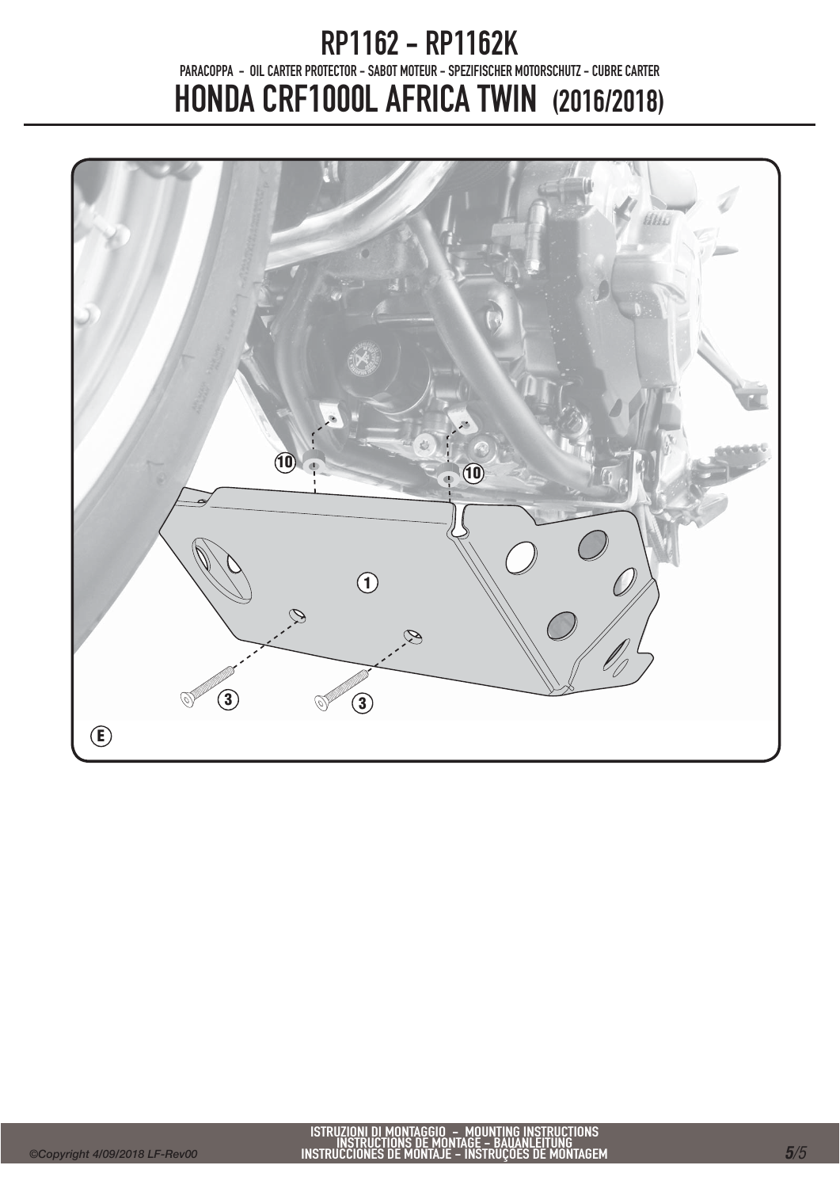# RP1162 - RP1162K

PARACOPPA - OIL CARTER PROTECTOR - SABOT MOTEUR - SPEZIFISCHER MOTORSCHUTZ - CUBRE CARTER

## HONDA CRF1000L AFRICA TWIN (2016/2018)

10

10

1

3

3

E

ISTRUZIONI DI MONTAGGIO - MOUNTING INSTRUCTIONS
INSTRUCTIONS DE MONTAGE - BAUANLEITUNG
INSTRUCCIONES DE MONTAJE - INSTRUÇÕES DE MONTAGEM

©Copyright 4/09/2018 LF-Rev00